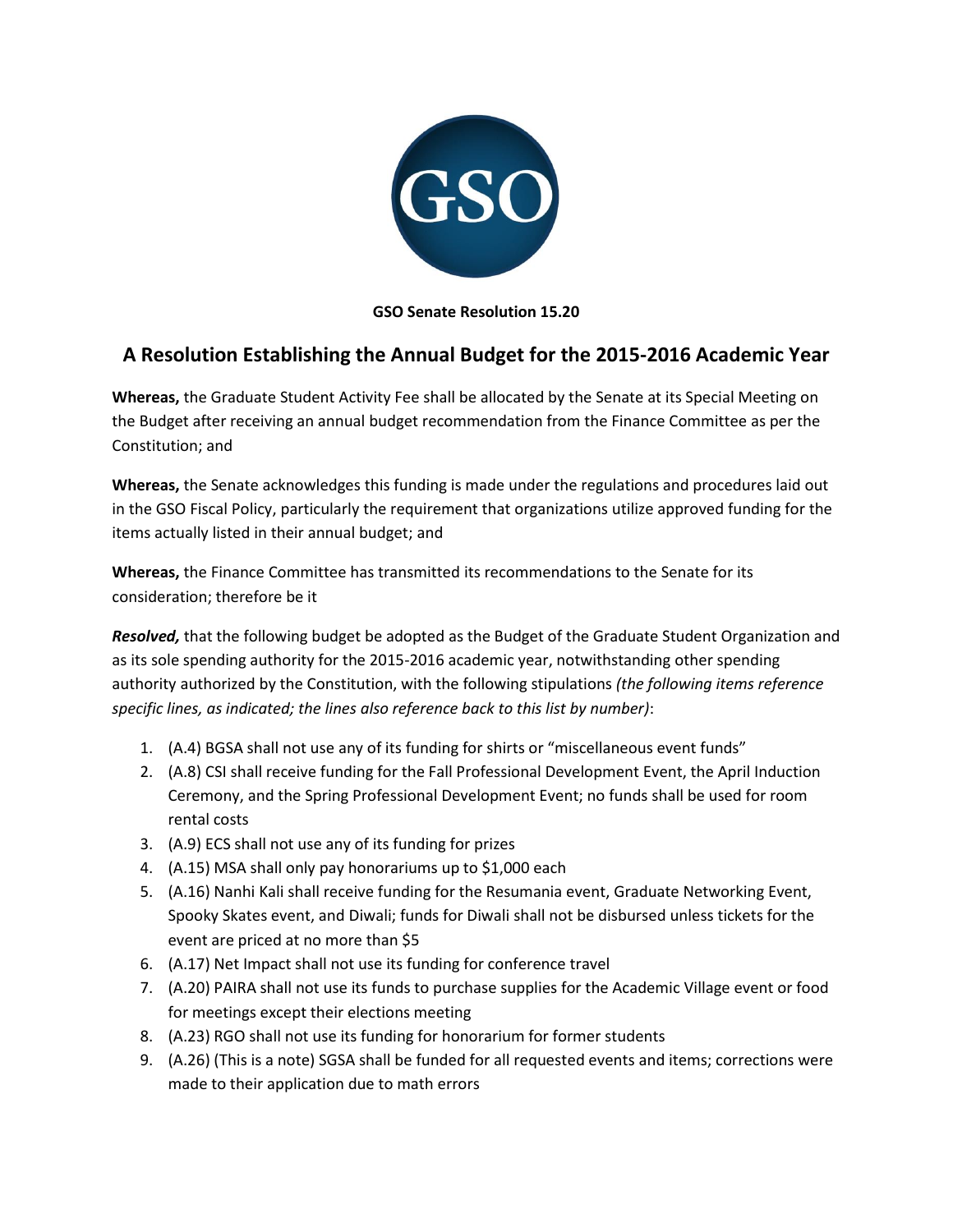**GSO Senate Resolution 15.20**

## A Resolution Establishing the Annual Budget for the 2015-2016 Academic Year

**Whereas,** the Graduate Student Activity Fee shall be allocated by the Senate at its Special Meeting on the Budget after receiving an annual budget recommendation from the Finance Committee as per the Constitution; and

**Whereas,** the Senate acknowledges this funding is made under the regulations and procedures laid out in the GSO Fiscal Policy, particularly the requirement that organizations utilize approved funding for the items actually listed in their annual budget; and

**Whereas,** the Finance Committee has transmitted its recommendations to the Senate for its consideration; therefore be it

***Resolved,*** that the following budget be adopted as the Budget of the Graduate Student Organization and as its sole spending authority for the 2015-2016 academic year, notwithstanding other spending authority authorized by the Constitution, with the following stipulations *(the following items reference specific lines, as indicated; the lines also reference back to this list by number)*:

1. (A.4) BGSA shall not use any of its funding for shirts or "miscellaneous event funds"
2. (A.8) CSI shall receive funding for the Fall Professional Development Event, the April Induction Ceremony, and the Spring Professional Development Event; no funds shall be used for room rental costs
3. (A.9) ECS shall not use any of its funding for prizes
4. (A.15) MSA shall only pay honorariums up to $1,000 each
5. (A.16) Nanhi Kali shall receive funding for the Resumania event, Graduate Networking Event, Spooky Skates event, and Diwali; funds for Diwali shall not be disbursed unless tickets for the event are priced at no more than $5
6. (A.17) Net Impact shall not use its funding for conference travel
7. (A.20) PAIRA shall not use its funds to purchase supplies for the Academic Village event or food for meetings except their elections meeting
8. (A.23) RGO shall not use its funding for honorarium for former students
9. (A.26) (This is a note) SGSA shall be funded for all requested events and items; corrections were made to their application due to math errors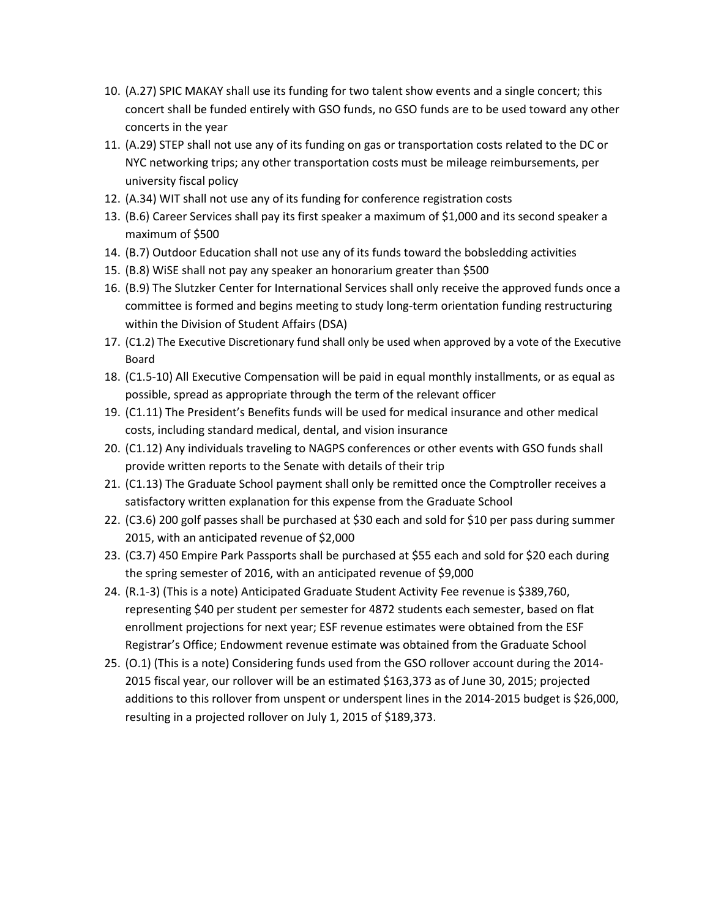10. (A.27) SPIC MAKAY shall use its funding for two talent show events and a single concert; this concert shall be funded entirely with GSO funds, no GSO funds are to be used toward any other concerts in the year
11. (A.29) STEP shall not use any of its funding on gas or transportation costs related to the DC or NYC networking trips; any other transportation costs must be mileage reimbursements, per university fiscal policy
12. (A.34) WIT shall not use any of its funding for conference registration costs
13. (B.6) Career Services shall pay its first speaker a maximum of $1,000 and its second speaker a maximum of $500
14. (B.7) Outdoor Education shall not use any of its funds toward the bobsledding activities
15. (B.8) WiSE shall not pay any speaker an honorarium greater than $500
16. (B.9) The Slutzker Center for International Services shall only receive the approved funds once a committee is formed and begins meeting to study long-term orientation funding restructuring within the Division of Student Affairs (DSA)
17. (C1.2) The Executive Discretionary fund shall only be used when approved by a vote of the Executive Board
18. (C1.5-10) All Executive Compensation will be paid in equal monthly installments, or as equal as possible, spread as appropriate through the term of the relevant officer
19. (C1.11) The President's Benefits funds will be used for medical insurance and other medical costs, including standard medical, dental, and vision insurance
20. (C1.12) Any individuals traveling to NAGPS conferences or other events with GSO funds shall provide written reports to the Senate with details of their trip
21. (C1.13) The Graduate School payment shall only be remitted once the Comptroller receives a satisfactory written explanation for this expense from the Graduate School
22. (C3.6) 200 golf passes shall be purchased at $30 each and sold for $10 per pass during summer 2015, with an anticipated revenue of $2,000
23. (C3.7) 450 Empire Park Passports shall be purchased at $55 each and sold for $20 each during the spring semester of 2016, with an anticipated revenue of $9,000
24. (R.1-3) (This is a note) Anticipated Graduate Student Activity Fee revenue is $389,760, representing $40 per student per semester for 4872 students each semester, based on flat enrollment projections for next year; ESF revenue estimates were obtained from the ESF Registrar's Office; Endowment revenue estimate was obtained from the Graduate School
25. (O.1) (This is a note) Considering funds used from the GSO rollover account during the 2014-2015 fiscal year, our rollover will be an estimated $163,373 as of June 30, 2015; projected additions to this rollover from unspent or underspent lines in the 2014-2015 budget is $26,000, resulting in a projected rollover on July 1, 2015 of $189,373.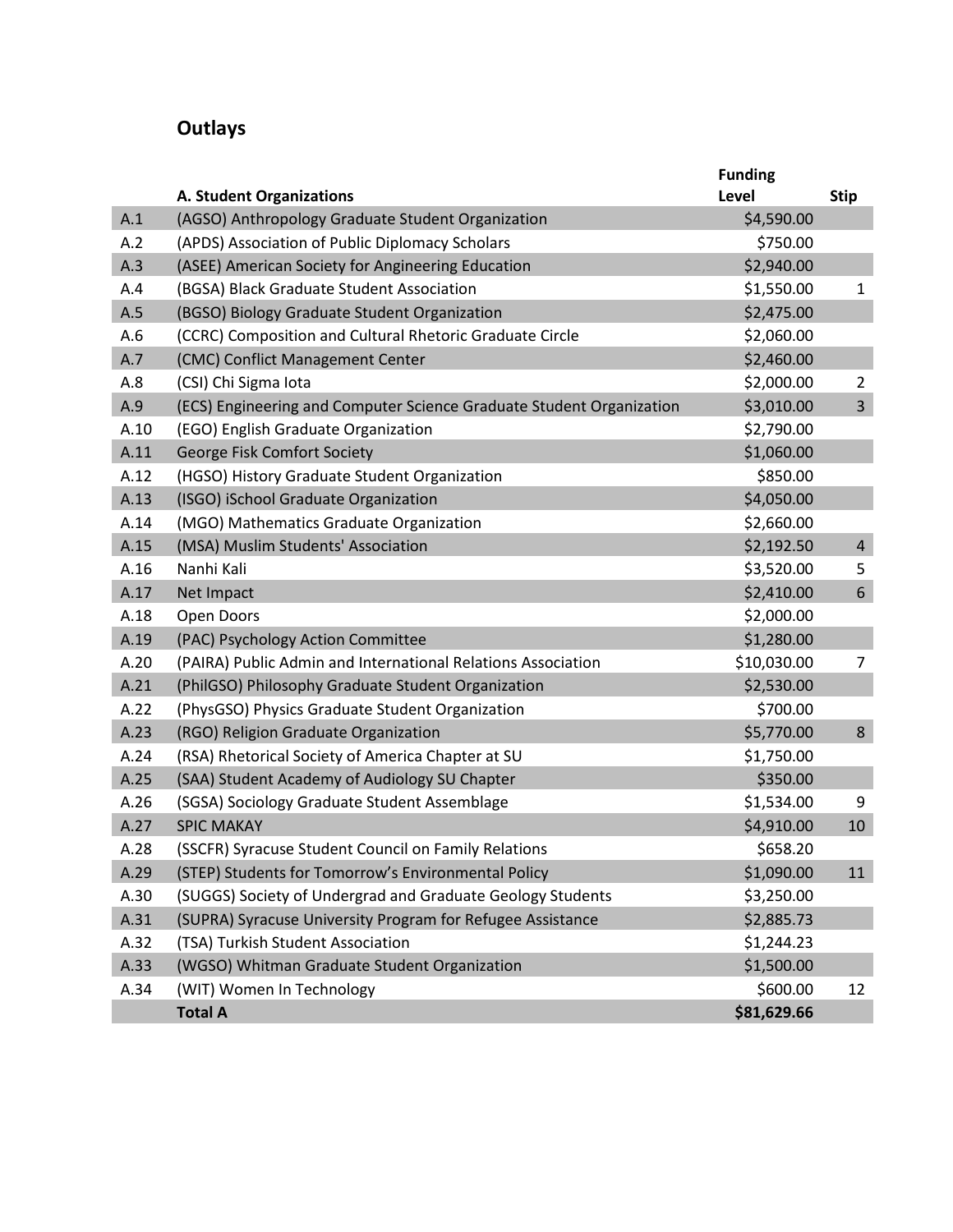## Outlays

| | A. Student Organizations | Funding Level | Stip |
|---|---|---|---|
| A.1 | (AGSO) Anthropology Graduate Student Organization | $4,590.00 | |
| A.2 | (APDS) Association of Public Diplomacy Scholars | $750.00 | |
| A.3 | (ASEE) American Society for Angineering Education | $2,940.00 | |
| A.4 | (BGSA) Black Graduate Student Association | $1,550.00 | 1 |
| A.5 | (BGSO) Biology Graduate Student Organization | $2,475.00 | |
| A.6 | (CCRC) Composition and Cultural Rhetoric Graduate Circle | $2,060.00 | |
| A.7 | (CMC) Conflict Management Center | $2,460.00 | |
| A.8 | (CSI) Chi Sigma Iota | $2,000.00 | 2 |
| A.9 | (ECS) Engineering and Computer Science Graduate Student Organization | $3,010.00 | 3 |
| A.10 | (EGO) English Graduate Organization | $2,790.00 | |
| A.11 | George Fisk Comfort Society | $1,060.00 | |
| A.12 | (HGSO) History Graduate Student Organization | $850.00 | |
| A.13 | (ISGO) iSchool Graduate Organization | $4,050.00 | |
| A.14 | (MGO) Mathematics Graduate Organization | $2,660.00 | |
| A.15 | (MSA) Muslim Students' Association | $2,192.50 | 4 |
| A.16 | Nanhi Kali | $3,520.00 | 5 |
| A.17 | Net Impact | $2,410.00 | 6 |
| A.18 | Open Doors | $2,000.00 | |
| A.19 | (PAC) Psychology Action Committee | $1,280.00 | |
| A.20 | (PAIRA) Public Admin and International Relations Association | $10,030.00 | 7 |
| A.21 | (PhilGSO) Philosophy Graduate Student Organization | $2,530.00 | |
| A.22 | (PhysGSO) Physics Graduate Student Organization | $700.00 | |
| A.23 | (RGO) Religion Graduate Organization | $5,770.00 | 8 |
| A.24 | (RSA) Rhetorical Society of America Chapter at SU | $1,750.00 | |
| A.25 | (SAA) Student Academy of Audiology SU Chapter | $350.00 | |
| A.26 | (SGSA) Sociology Graduate Student Assemblage | $1,534.00 | 9 |
| A.27 | SPIC MAKAY | $4,910.00 | 10 |
| A.28 | (SSCFR) Syracuse Student Council on Family Relations | $658.20 | |
| A.29 | (STEP) Students for Tomorrow's Environmental Policy | $1,090.00 | 11 |
| A.30 | (SUGGS) Society of Undergrad and Graduate Geology Students | $3,250.00 | |
| A.31 | (SUPRA) Syracuse University Program for Refugee Assistance | $2,885.73 | |
| A.32 | (TSA) Turkish Student Association | $1,244.23 | |
| A.33 | (WGSO) Whitman Graduate Student Organization | $1,500.00 | |
| A.34 | (WIT) Women In Technology | $600.00 | 12 |
| | **Total A** | **$81,629.66** | |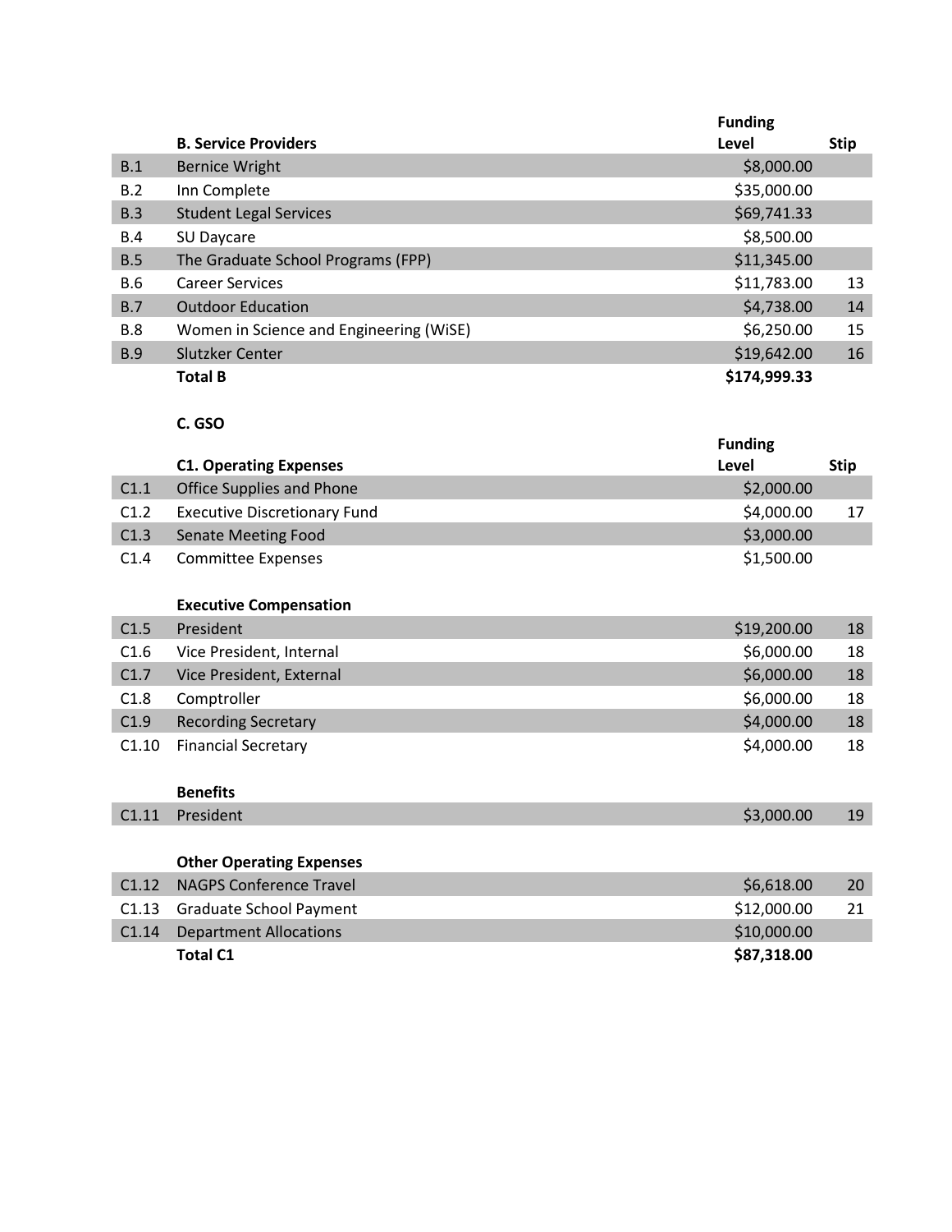|  | B. Service Providers | Funding Level | Stip |
| --- | --- | --- | --- |
| B.1 | Bernice Wright | $8,000.00 |  |
| B.2 | Inn Complete | $35,000.00 |  |
| B.3 | Student Legal Services | $69,741.33 |  |
| B.4 | SU Daycare | $8,500.00 |  |
| B.5 | The Graduate School Programs (FPP) | $11,345.00 |  |
| B.6 | Career Services | $11,783.00 | 13 |
| B.7 | Outdoor Education | $4,738.00 | 14 |
| B.8 | Women in Science and Engineering (WiSE) | $6,250.00 | 15 |
| B.9 | Slutzker Center | $19,642.00 | 16 |
|  | **Total B** | **$174,999.33** |  |

**C. GSO**

|  | C1. Operating Expenses | Funding Level | Stip |
| --- | --- | --- | --- |
| C1.1 | Office Supplies and Phone | $2,000.00 |  |
| C1.2 | Executive Discretionary Fund | $4,000.00 | 17 |
| C1.3 | Senate Meeting Food | $3,000.00 |  |
| C1.4 | Committee Expenses | $1,500.00 |  |
|  | **Executive Compensation** |  |  |
| C1.5 | President | $19,200.00 | 18 |
| C1.6 | Vice President, Internal | $6,000.00 | 18 |
| C1.7 | Vice President, External | $6,000.00 | 18 |
| C1.8 | Comptroller | $6,000.00 | 18 |
| C1.9 | Recording Secretary | $4,000.00 | 18 |
| C1.10 | Financial Secretary | $4,000.00 | 18 |
|  | **Benefits** |  |  |
| C1.11 | President | $3,000.00 | 19 |
|  | **Other Operating Expenses** |  |  |
| C1.12 | NAGPS Conference Travel | $6,618.00 | 20 |
| C1.13 | Graduate School Payment | $12,000.00 | 21 |
| C1.14 | Department Allocations | $10,000.00 |  |
|  | **Total C1** | **$87,318.00** |  |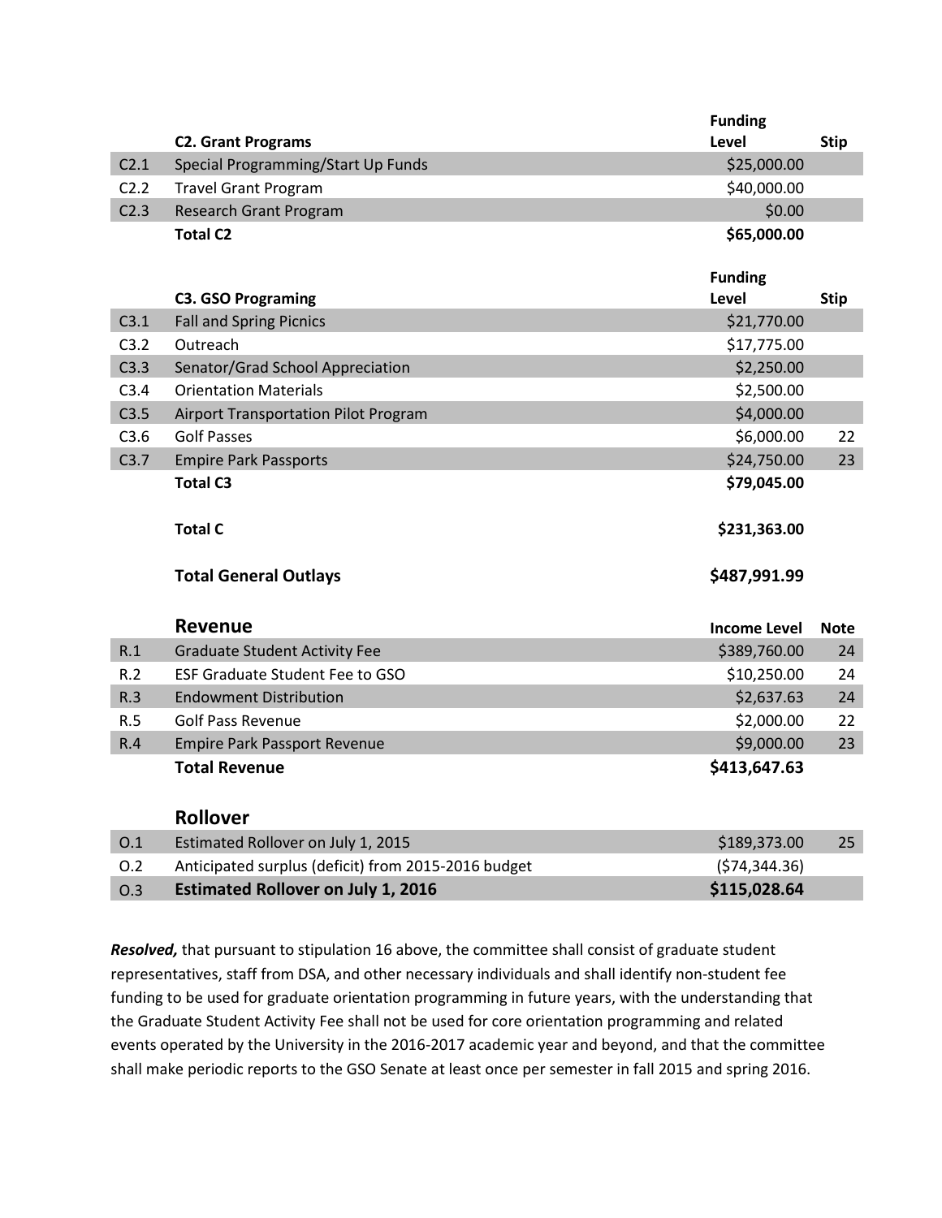| | C2. Grant Programs | Funding Level | Stip |
|---|---|---|---|
| C2.1 | Special Programming/Start Up Funds | $25,000.00 | |
| C2.2 | Travel Grant Program | $40,000.00 | |
| C2.3 | Research Grant Program | $0.00 | |
| | **Total C2** | **$65,000.00** | |

| | C3. GSO Programing | Funding Level | Stip |
|---|---|---|---|
| C3.1 | Fall and Spring Picnics | $21,770.00 | |
| C3.2 | Outreach | $17,775.00 | |
| C3.3 | Senator/Grad School Appreciation | $2,250.00 | |
| C3.4 | Orientation Materials | $2,500.00 | |
| C3.5 | Airport Transportation Pilot Program | $4,000.00 | |
| C3.6 | Golf Passes | $6,000.00 | 22 |
| C3.7 | Empire Park Passports | $24,750.00 | 23 |
| | **Total C3** | **$79,045.00** | |
| | **Total C** | **$231,363.00** | |
| | **Total General Outlays** | **$487,991.99** | |

| | Revenue | Income Level | Note |
|---|---|---|---|
| R.1 | Graduate Student Activity Fee | $389,760.00 | 24 |
| R.2 | ESF Graduate Student Fee to GSO | $10,250.00 | 24 |
| R.3 | Endowment Distribution | $2,637.63 | 24 |
| R.5 | Golf Pass Revenue | $2,000.00 | 22 |
| R.4 | Empire Park Passport Revenue | $9,000.00 | 23 |
| | **Total Revenue** | **$413,647.63** | |

| | Rollover | | |
|---|---|---|---|
| O.1 | Estimated Rollover on July 1, 2015 | $189,373.00 | 25 |
| O.2 | Anticipated surplus (deficit) from 2015-2016 budget | ($74,344.36) | |
| O.3 | **Estimated Rollover on July 1, 2016** | **$115,028.64** | |

***Resolved,*** that pursuant to stipulation 16 above, the committee shall consist of graduate student representatives, staff from DSA, and other necessary individuals and shall identify non-student fee funding to be used for graduate orientation programming in future years, with the understanding that the Graduate Student Activity Fee shall not be used for core orientation programming and related events operated by the University in the 2016-2017 academic year and beyond, and that the committee shall make periodic reports to the GSO Senate at least once per semester in fall 2015 and spring 2016.